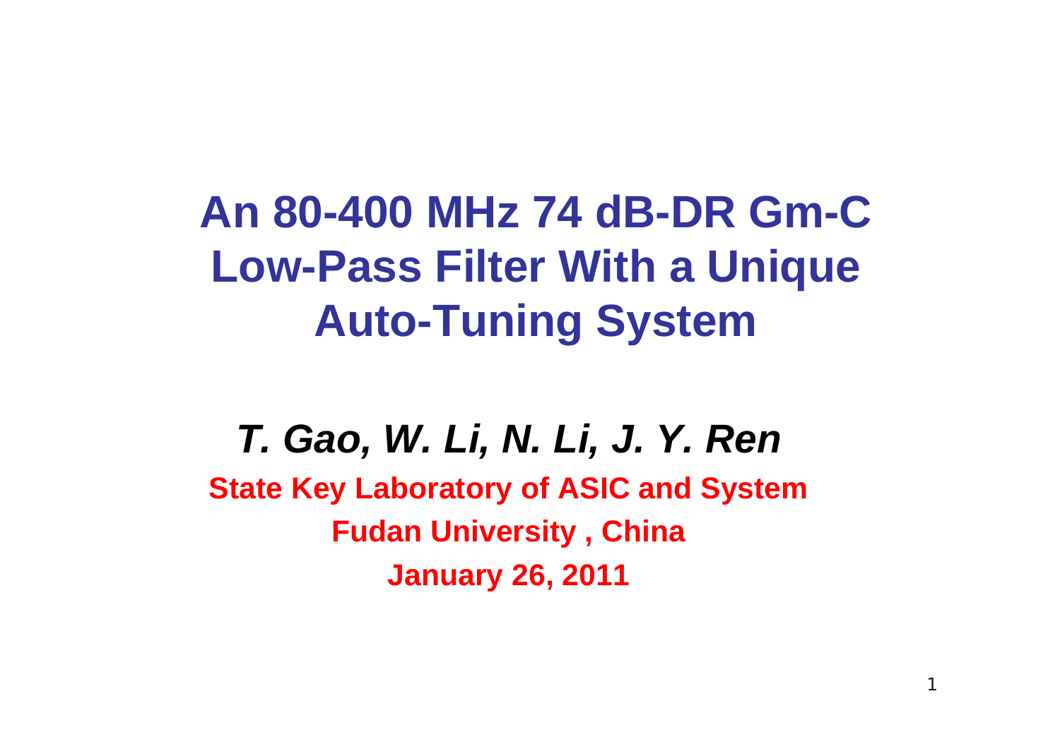# An 80-400 MHz 74 dB-DR Gm-C Low-Pass Filter With a Unique Auto-Tuning System

***T. Gao, W. Li, N. Li, J. Y. Ren***

**State Key Laboratory of ASIC and System**

**Fudan University , China**

**January 26, 2011**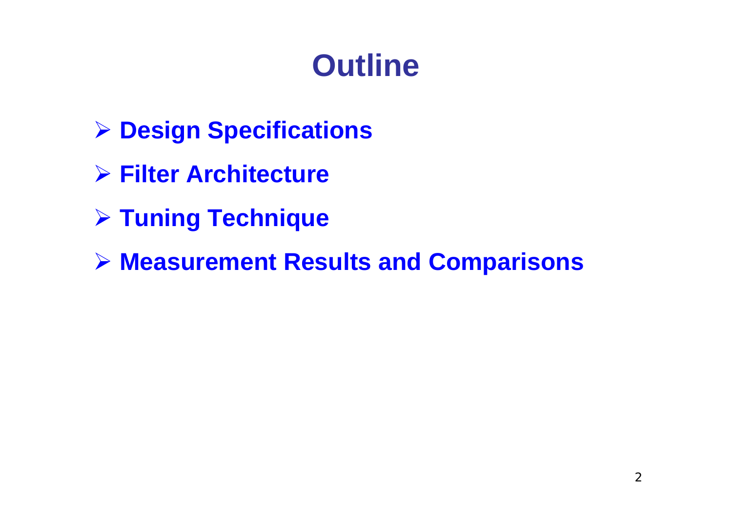# Outline

- **Design Specifications**
- **Filter Architecture**
- **Tuning Technique**
- **Measurement Results and Comparisons**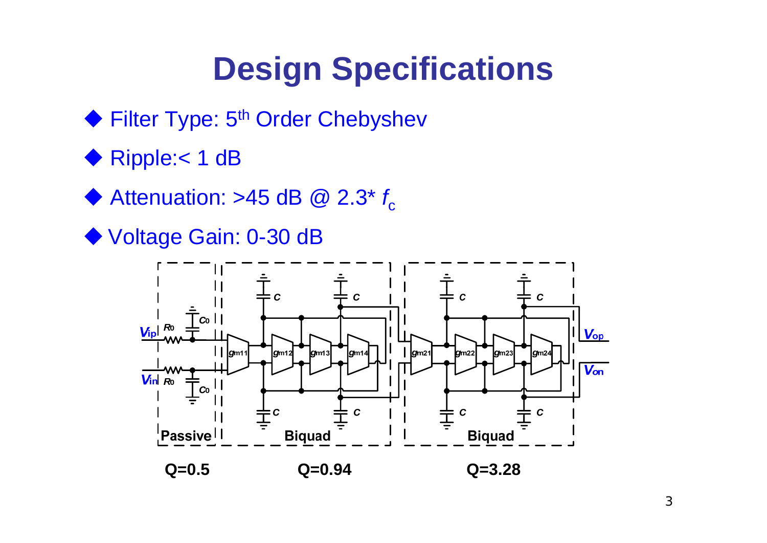# Design Specifications

- Filter Type: 5[th] Order Chebyshev
- Ripple:< 1 dB
- Attenuation: >45 dB @ 2.3* $f_c$
- Voltage Gain: 0-30 dB

$V_{ip}$ $R_0$ $C_0$ $V_{in}$ $R_0$ $C_0$

$g_{m11}$ $g_{m12}$ $g_{m13}$ $g_{m14}$ $g_{m21}$ $g_{m22}$ $g_{m23}$ $g_{m24}$

C C C C C C C C

$V_{op}$ $V_{on}$

Passive Biquad Biquad

Q=0.5 Q=0.94 Q=3.28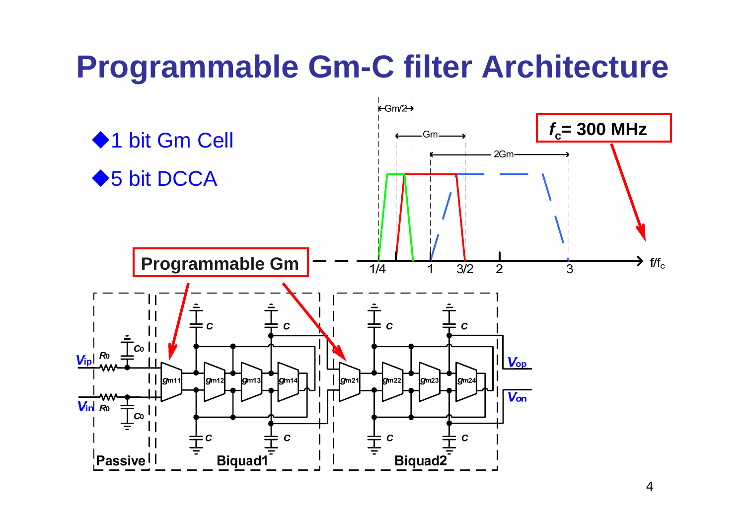# Programmable Gm-C filter Architecture

- 1 bit Gm Cell
- 5 bit DCCA

Gm/2

Gm

2Gm

$f_c$= 300 MHz

1/4

1

3/2

2

3

$f/f_c$

Programmable Gm

$V_{ip}$

$V_{in}$

$R_0$

$C_0$

$g_{m11}$

$g_{m12}$

$g_{m13}$

$g_{m14}$

$g_{m21}$

$g_{m22}$

$g_{m23}$

$g_{m24}$

C

$V_{op}$

$V_{on}$

Passive

Biquad1

Biquad2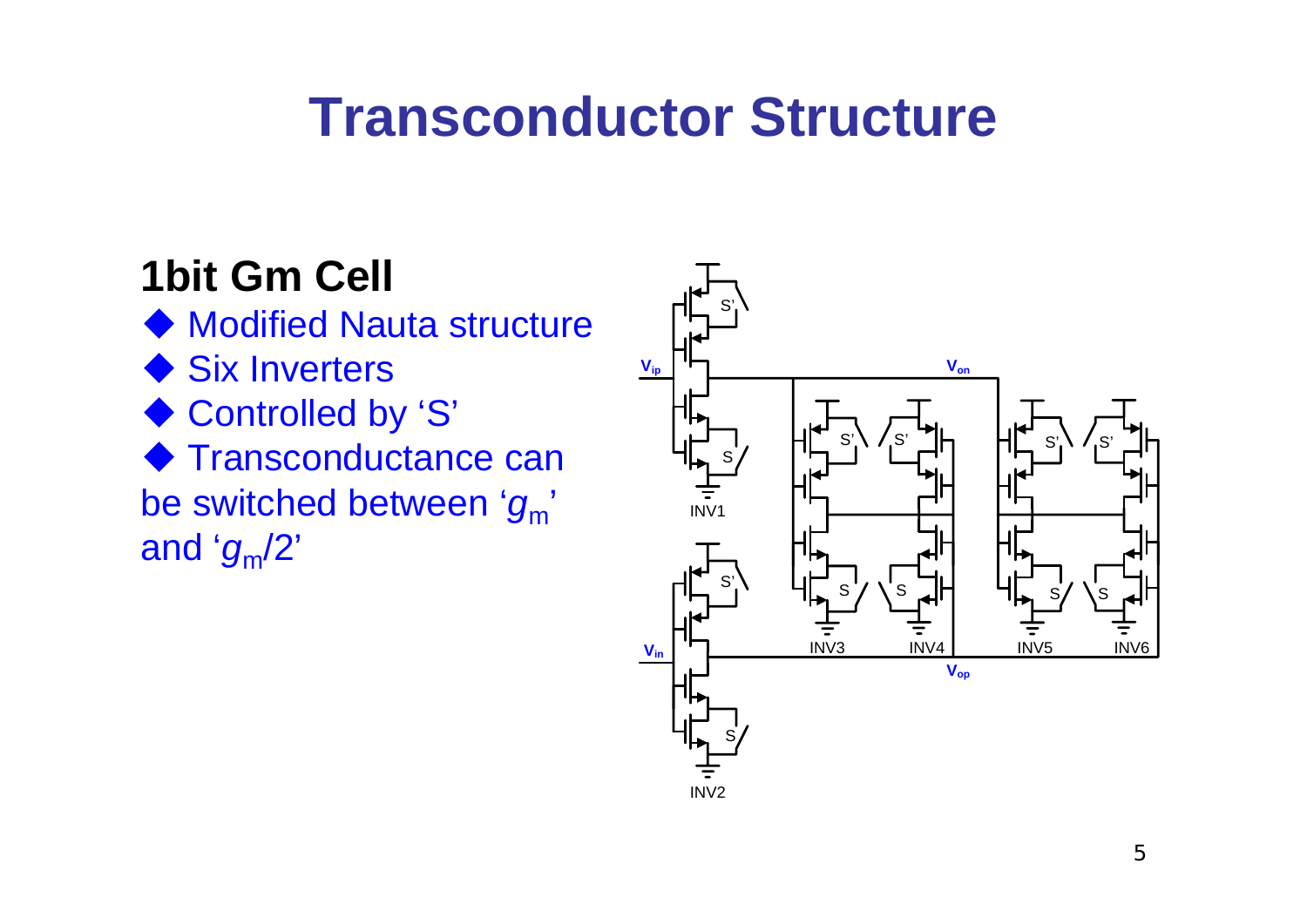# Transconductor Structure

## 1bit Gm Cell

- Modified Nauta structure
- Six Inverters
- Controlled by ‘S’
- Transconductance can be switched between ‘$g_m$’ and ‘$g_m/2$’

$V_{ip}$

$V_{on}$

$V_{in}$

$V_{op}$

S’

S

INV1

INV2

INV3

INV4

INV5

INV6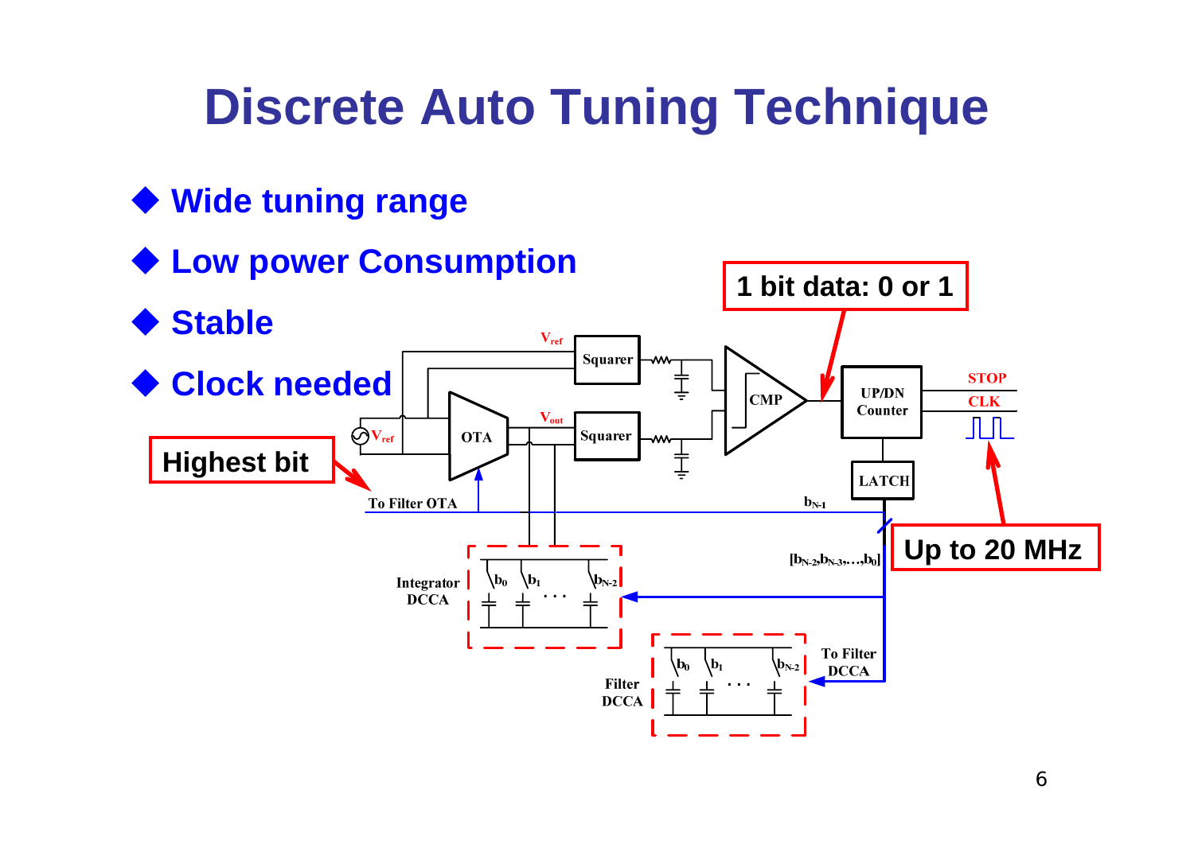# Discrete Auto Tuning Technique

- **Wide tuning range**
- **Low power Consumption**
- **Stable**
- **Clock needed**

1 bit data: 0 or 1

Highest bit

Up to 20 MHz

$V_{ref}$

Squarer

$V_{out}$

Squarer

CMP

UP/DN Counter

STOP

CLK

LATCH

$V_{ref}$

OTA

To Filter OTA

$b_{N-1}$

$[b_{N-2},b_{N-3},\ldots,b_0]$

Integrator DCCA

$b_0$ $b_1$ $b_{N-2}$

Filter DCCA

$b_0$ $b_1$ $b_{N-2}$

To Filter DCCA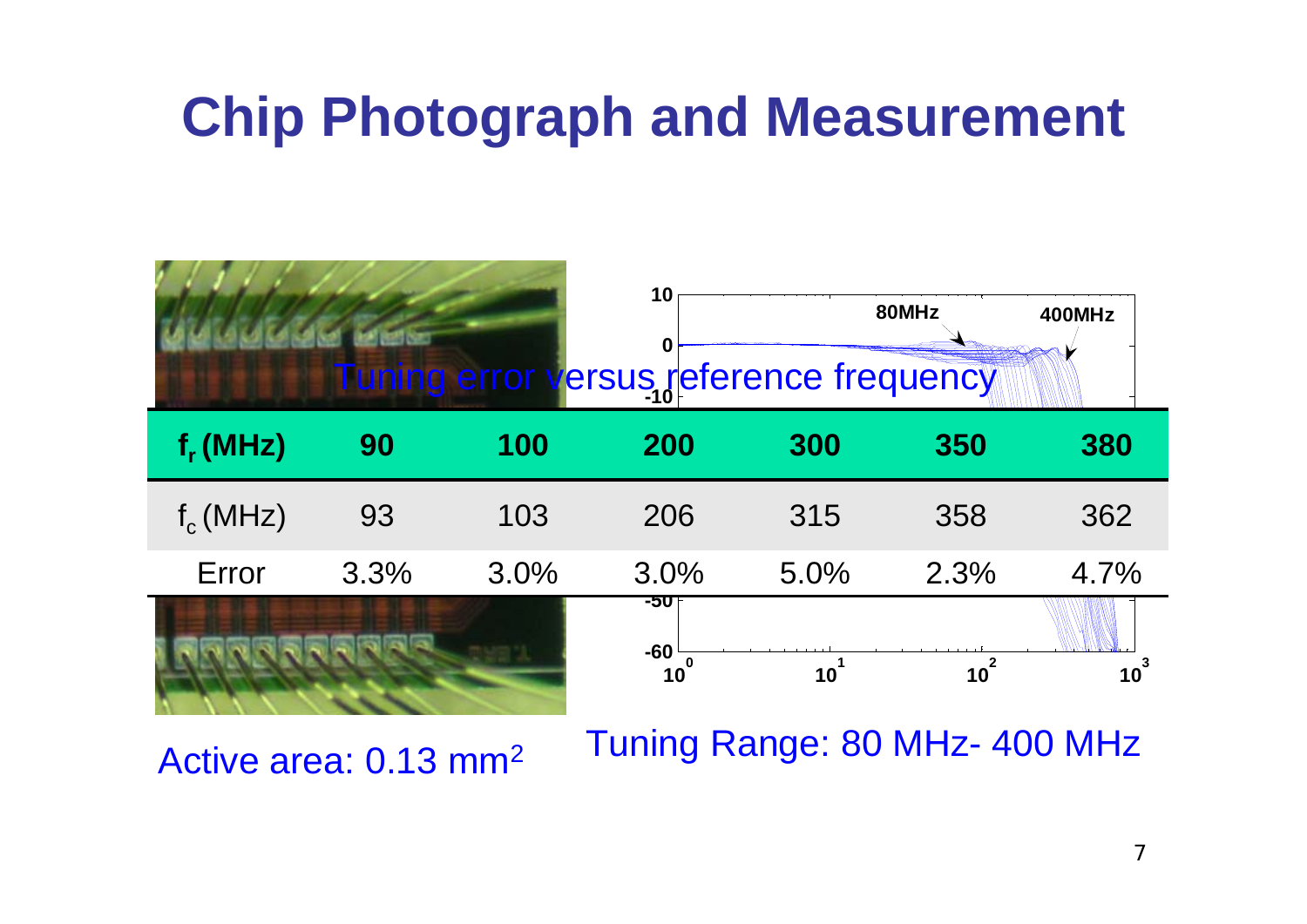# Chip Photograph and Measurement

10

0

-10

-50

-60

$10^0$ $10^1$ $10^2$ $10^3$

80MHz

400MHz

Tuning error versus reference frequency

| $f_r$ (MHz) | 90 | 100 | 200 | 300 | 350 | 380 |
| --- | --- | --- | --- | --- | --- | --- |
| $f_c$ (MHz) | 93 | 103 | 206 | 315 | 358 | 362 |
| Error | 3.3% | 3.0% | 3.0% | 5.0% | 2.3% | 4.7% |

Active area: 0.13 $mm^2$

Tuning Range: 80 MHz- 400 MHz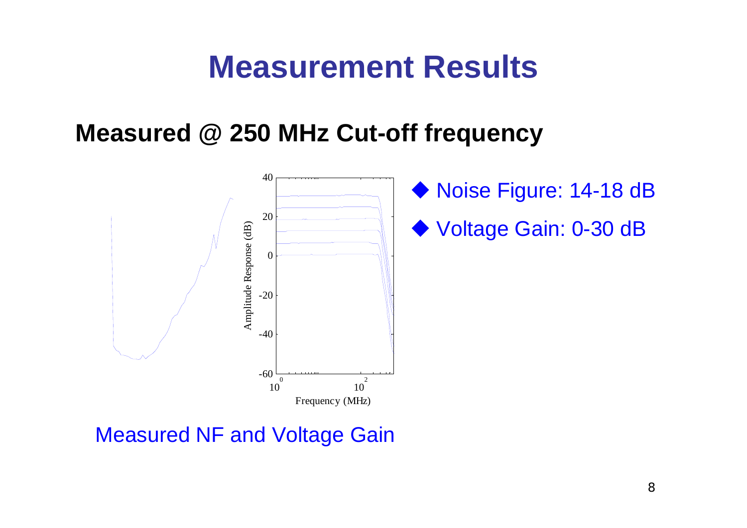# Measurement Results

## Measured @ 250 MHz Cut-off frequency

40

20

0

-20

-40

-60

Amplitude Response (dB)

$10^0$

$10^2$

Frequency (MHz)

- Noise Figure: 14-18 dB
- Voltage Gain: 0-30 dB

Measured NF and Voltage Gain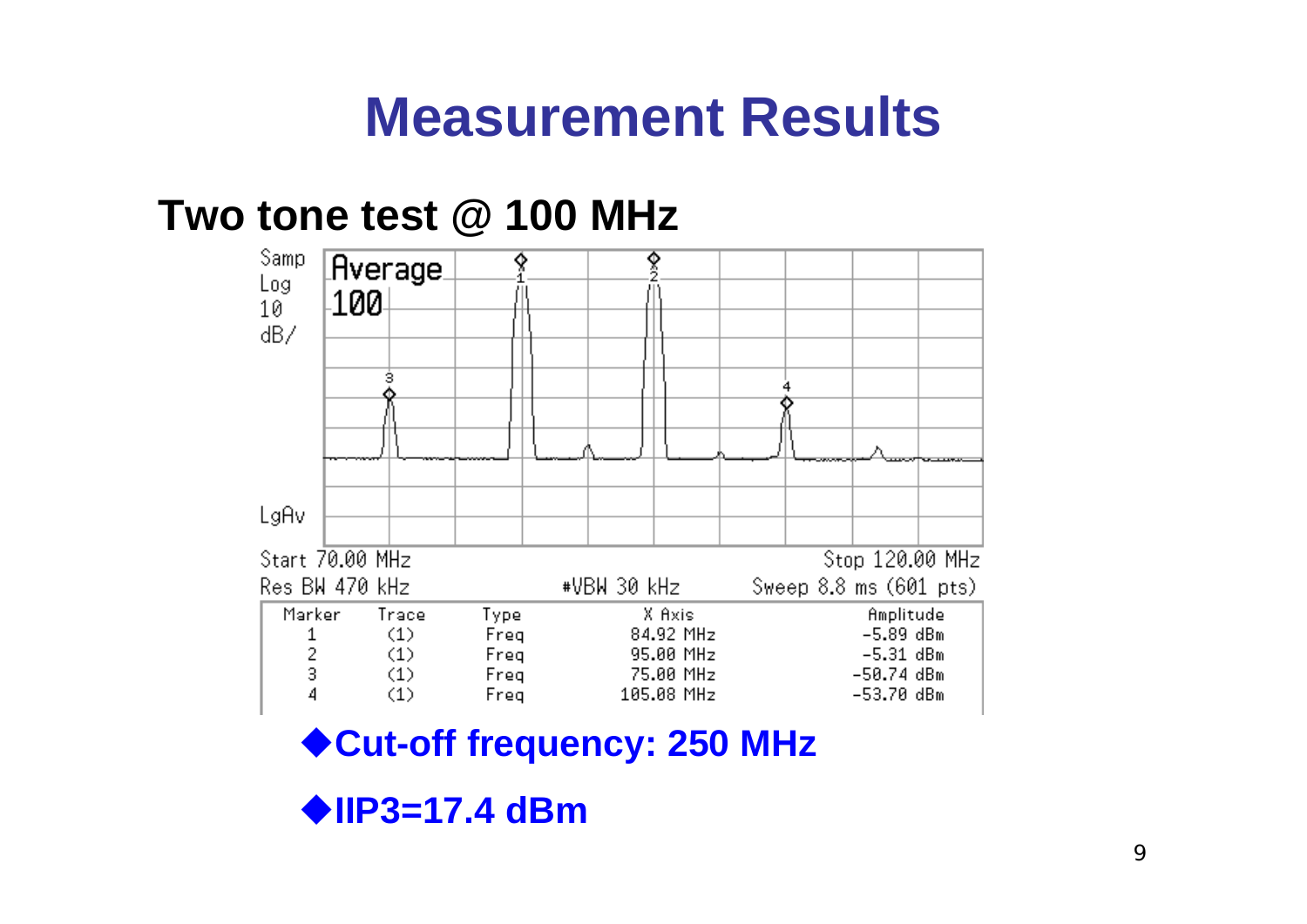# Measurement Results

## Two tone test @ 100 MHz

Samp
Log
10
dB/

Average
100

LgAv

Start 70.00 MHz
Stop 120.00 MHz
Res BW 470 kHz
#VBW 30 kHz
Sweep 8.8 ms (601 pts)

| Marker | Trace | Type | X Axis | Amplitude |
|---|---|---|---|---|
| 1 | (1) | Freq | 84.92 MHz | -5.89 dBm |
| 2 | (1) | Freq | 95.00 MHz | -5.31 dBm |
| 3 | (1) | Freq | 75.00 MHz | -50.74 dBm |
| 4 | (1) | Freq | 105.08 MHz | -53.70 dBm |

- **Cut-off frequency: 250 MHz**
- **IIP3=17.4 dBm**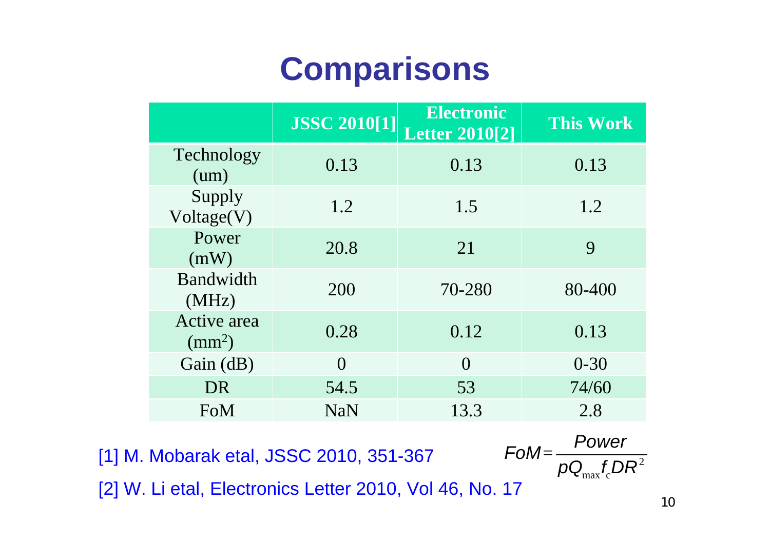# Comparisons

| | JSSC 2010[1] | Electronic Letter 2010[2] | This Work |
|---|---|---|---|
| Technology (um) | 0.13 | 0.13 | 0.13 |
| Supply Voltage(V) | 1.2 | 1.5 | 1.2 |
| Power (mW) | 20.8 | 21 | 9 |
| Bandwidth (MHz) | 200 | 70-280 | 80-400 |
| Active area ($mm^2$) | 0.28 | 0.12 | 0.13 |
| Gain (dB) | 0 | 0 | 0-30 |
| DR | 54.5 | 53 | 74/60 |
| FoM | NaN | 13.3 | 2.8 |

[1] M. Mobarak etal, JSSC 2010, 351-367

$$FoM = \frac{Power}{pQ_{\max} f_c DR^2}$$

[2] W. Li etal, Electronics Letter 2010, Vol 46, No. 17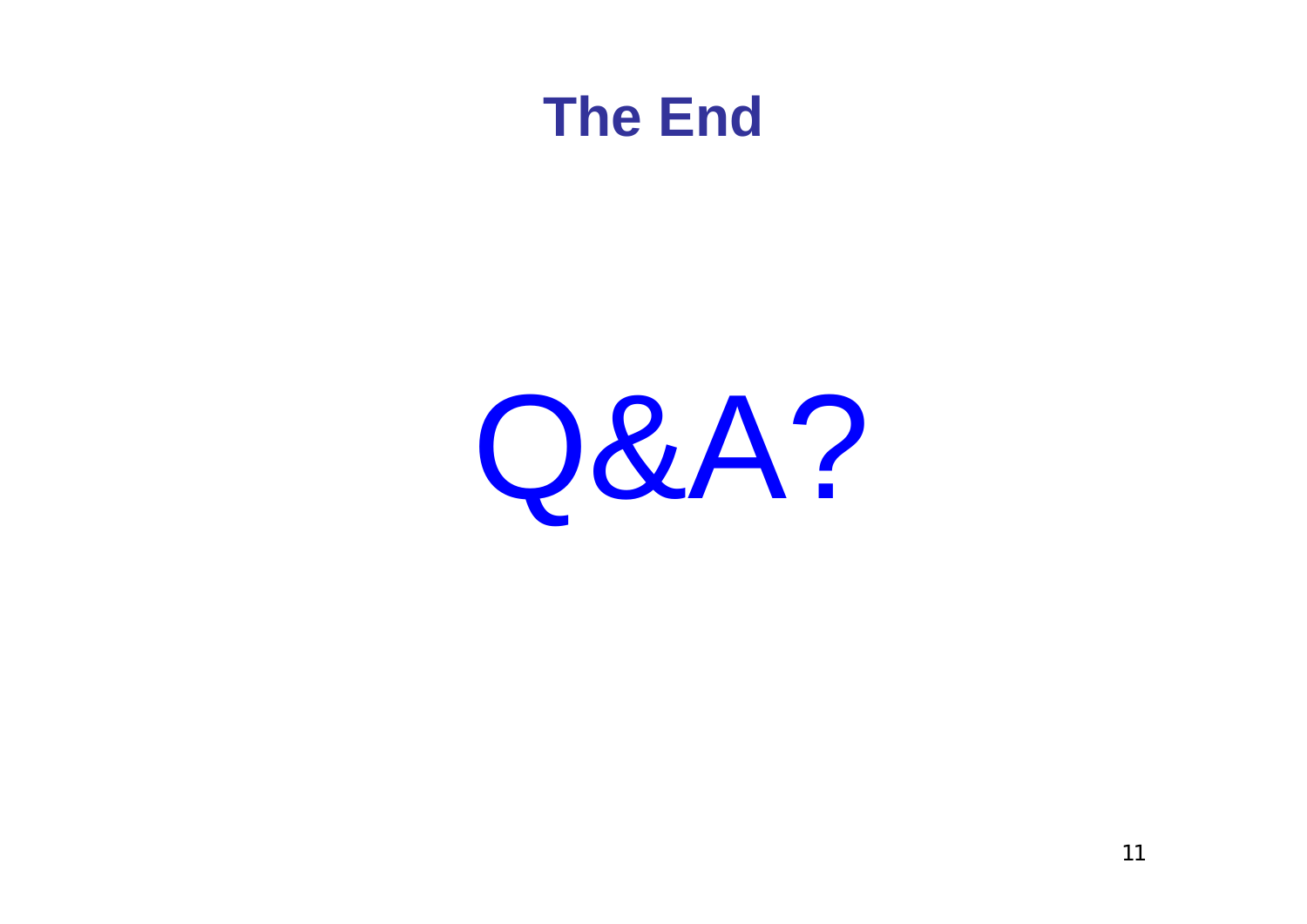# The End

Q&A?